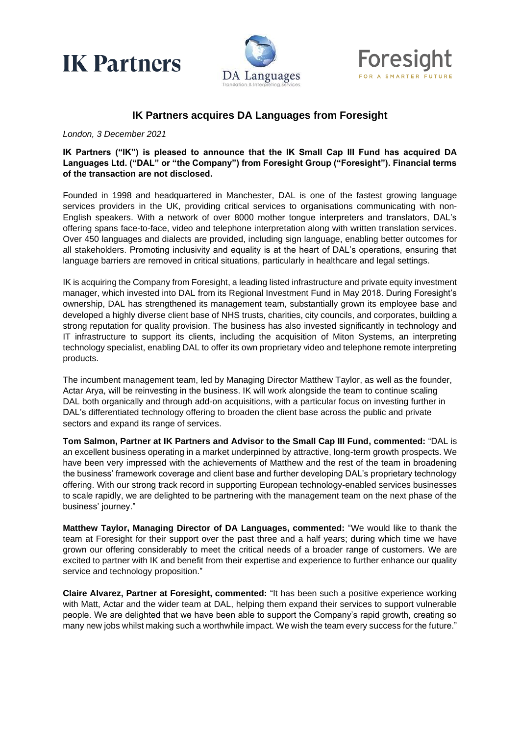IK Partners

DA Languages
Translation & Interpreting Services

Foresight
FOR A SMARTER FUTURE

# IK Partners acquires DA Languages from Foresight

*London, 3 December 2021*

**IK Partners ("IK") is pleased to announce that the IK Small Cap III Fund has acquired DA Languages Ltd. ("DAL" or "the Company") from Foresight Group ("Foresight"). Financial terms of the transaction are not disclosed.**

Founded in 1998 and headquartered in Manchester, DAL is one of the fastest growing language services providers in the UK, providing critical services to organisations communicating with non-English speakers. With a network of over 8000 mother tongue interpreters and translators, DAL's offering spans face-to-face, video and telephone interpretation along with written translation services. Over 450 languages and dialects are provided, including sign language, enabling better outcomes for all stakeholders. Promoting inclusivity and equality is at the heart of DAL's operations, ensuring that language barriers are removed in critical situations, particularly in healthcare and legal settings.

IK is acquiring the Company from Foresight, a leading listed infrastructure and private equity investment manager, which invested into DAL from its Regional Investment Fund in May 2018. During Foresight's ownership, DAL has strengthened its management team, substantially grown its employee base and developed a highly diverse client base of NHS trusts, charities, city councils, and corporates, building a strong reputation for quality provision. The business has also invested significantly in technology and IT infrastructure to support its clients, including the acquisition of Miton Systems, an interpreting technology specialist, enabling DAL to offer its own proprietary video and telephone remote interpreting products.

The incumbent management team, led by Managing Director Matthew Taylor, as well as the founder, Actar Arya, will be reinvesting in the business. IK will work alongside the team to continue scaling DAL both organically and through add-on acquisitions, with a particular focus on investing further in DAL's differentiated technology offering to broaden the client base across the public and private sectors and expand its range of services.

**Tom Salmon, Partner at IK Partners and Advisor to the Small Cap III Fund, commented:** "DAL is an excellent business operating in a market underpinned by attractive, long-term growth prospects. We have been very impressed with the achievements of Matthew and the rest of the team in broadening the business' framework coverage and client base and further developing DAL's proprietary technology offering. With our strong track record in supporting European technology-enabled services businesses to scale rapidly, we are delighted to be partnering with the management team on the next phase of the business' journey."

**Matthew Taylor, Managing Director of DA Languages, commented:** "We would like to thank the team at Foresight for their support over the past three and a half years; during which time we have grown our offering considerably to meet the critical needs of a broader range of customers. We are excited to partner with IK and benefit from their expertise and experience to further enhance our quality service and technology proposition."

**Claire Alvarez, Partner at Foresight, commented:** "It has been such a positive experience working with Matt, Actar and the wider team at DAL, helping them expand their services to support vulnerable people. We are delighted that we have been able to support the Company's rapid growth, creating so many new jobs whilst making such a worthwhile impact. We wish the team every success for the future."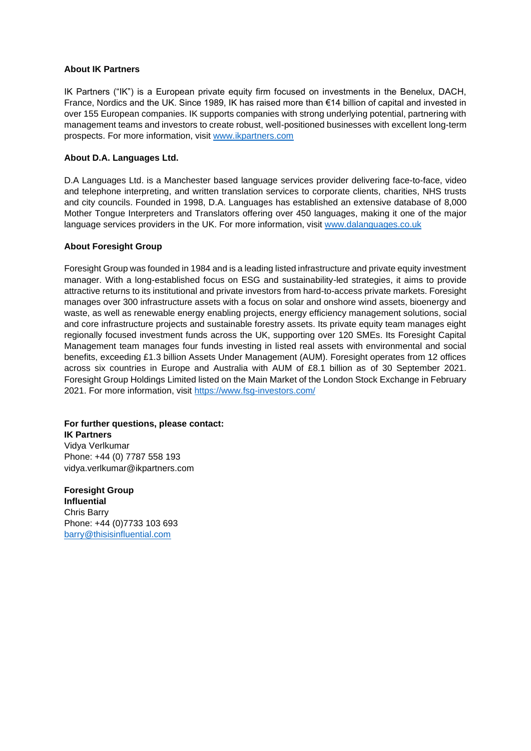**About IK Partners**

IK Partners ("IK") is a European private equity firm focused on investments in the Benelux, DACH, France, Nordics and the UK. Since 1989, IK has raised more than €14 billion of capital and invested in over 155 European companies. IK supports companies with strong underlying potential, partnering with management teams and investors to create robust, well-positioned businesses with excellent long-term prospects. For more information, visit [www.ikpartners.com](www.ikpartners.com)

**About D.A. Languages Ltd.**

D.A Languages Ltd. is a Manchester based language services provider delivering face-to-face, video and telephone interpreting, and written translation services to corporate clients, charities, NHS trusts and city councils. Founded in 1998, D.A. Languages has established an extensive database of 8,000 Mother Tongue Interpreters and Translators offering over 450 languages, making it one of the major language services providers in the UK. For more information, visit [www.dalanguages.co.uk](www.dalanguages.co.uk)

**About Foresight Group**

Foresight Group was founded in 1984 and is a leading listed infrastructure and private equity investment manager. With a long-established focus on ESG and sustainability-led strategies, it aims to provide attractive returns to its institutional and private investors from hard-to-access private markets. Foresight manages over 300 infrastructure assets with a focus on solar and onshore wind assets, bioenergy and waste, as well as renewable energy enabling projects, energy efficiency management solutions, social and core infrastructure projects and sustainable forestry assets. Its private equity team manages eight regionally focused investment funds across the UK, supporting over 120 SMEs. Its Foresight Capital Management team manages four funds investing in listed real assets with environmental and social benefits, exceeding £1.3 billion Assets Under Management (AUM). Foresight operates from 12 offices across six countries in Europe and Australia with AUM of £8.1 billion as of 30 September 2021. Foresight Group Holdings Limited listed on the Main Market of the London Stock Exchange in February 2021. For more information, visit [https://www.fsg-investors.com/](https://www.fsg-investors.com/)

**For further questions, please contact:**
**IK Partners**
Vidya Verlkumar
Phone: +44 (0) 7787 558 193
vidya.verlkumar@ikpartners.com

**Foresight Group**
**Influential**
Chris Barry
Phone: +44 (0)7733 103 693
[barry@thisisinfluential.com](mailto:barry@thisisinfluential.com)